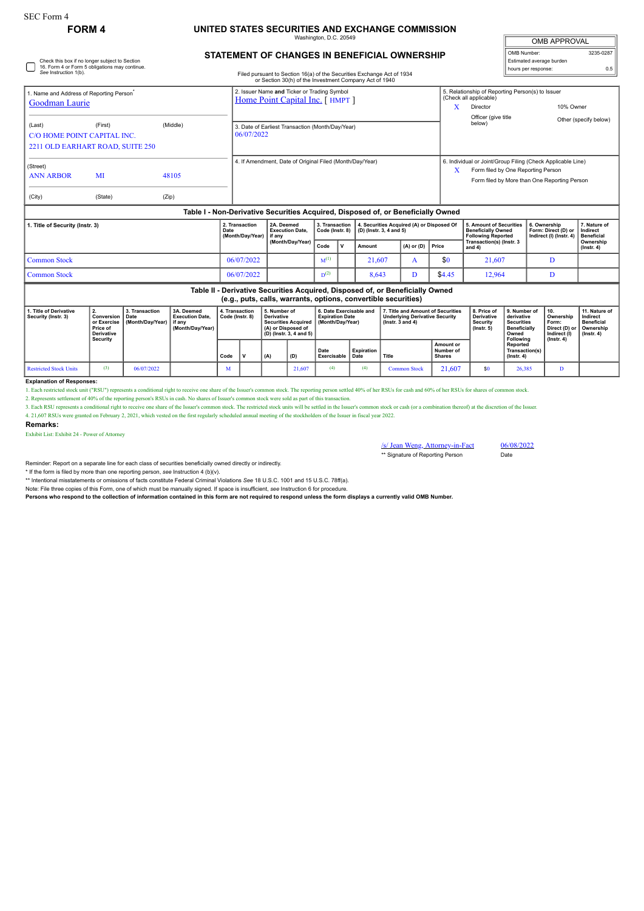SEC Form 4

# FORM 4

## UNITED STATES SECURITIES AND EXCHANGE COMMISSION

Washington, D.C. 20549

## STATEMENT OF CHANGES IN BENEFICIAL OWNERSHIP

Filed pursuant to Section 16(a) of the Securities Exchange Act of 1934 or Section 30(h) of the Investment Company Act of 1940

| OMB APPROVAL | |
|---|---|
| OMB Number: | 3235-0287 |
| Estimated average burden hours per response: | 0.5 |

☐ Check this box if no longer subject to Section 16. Form 4 or Form 5 obligations may continue. *See* Instruction 1(b).

1. Name and Address of Reporting Person*
Goodman Laurie

(Last) (First) (Middle)
C/O HOME POINT CAPITAL INC.
2211 OLD EARHART ROAD, SUITE 250

(Street)
ANN ARBOR MI 48105

(City) (State) (Zip)

2. Issuer Name and Ticker or Trading Symbol
Home Point Capital Inc. [ HMPT ]

3. Date of Earliest Transaction (Month/Day/Year)
06/07/2022

4. If Amendment, Date of Original Filed (Month/Day/Year)

5. Relationship of Reporting Person(s) to Issuer (Check all applicable)
X Director
10% Owner
Officer (give title below)
Other (specify below)

6. Individual or Joint/Group Filing (Check Applicable Line)
X Form filed by One Reporting Person
Form filed by More than One Reporting Person

### Table I - Non-Derivative Securities Acquired, Disposed of, or Beneficially Owned

| 1. Title of Security (Instr. 3) | 2. Transaction Date (Month/Day/Year) | 2A. Deemed Execution Date, if any (Month/Day/Year) | 3. Transaction Code (Instr. 8) | | 4. Securities Acquired (A) or Disposed Of (D) (Instr. 3, 4 and 5) | | | 5. Amount of Securities Beneficially Owned Following Reported Transaction(s) (Instr. 3 and 4) | 6. Ownership Form: Direct (D) or Indirect (I) (Instr. 4) | 7. Nature of Indirect Beneficial Ownership (Instr. 4) |
|---|---|---|---|---|---|---|---|---|---|---|
| | | | Code | V | Amount | (A) or (D) | Price | | | |
| Common Stock | 06/07/2022 | | M[(1)] | | 21,607 | A | $0 | 21,607 | D | |
| Common Stock | 06/07/2022 | | D[(2)] | | 8,643 | D | $4.45 | 12,964 | D | |

### Table II - Derivative Securities Acquired, Disposed of, or Beneficially Owned (e.g., puts, calls, warrants, options, convertible securities)

| 1. Title of Derivative Security (Instr. 3) | 2. Conversion or Exercise Price of Derivative Security | 3. Transaction Date (Month/Day/Year) | 3A. Deemed Execution Date, if any (Month/Day/Year) | 4. Transaction Code (Instr. 8) | | 5. Number of Derivative Securities Acquired (A) or Disposed of (D) (Instr. 3, 4 and 5) | | 6. Date Exercisable and Expiration Date (Month/Day/Year) | | 7. Title and Amount of Securities Underlying Derivative Security (Instr. 3 and 4) | | 8. Price of Derivative Security (Instr. 5) | 9. Number of derivative Securities Beneficially Owned Following Reported Transaction(s) (Instr. 4) | 10. Ownership Form: Direct (D) or Indirect (I) (Instr. 4) | 11. Nature of Indirect Beneficial Ownership (Instr. 4) |
|---|---|---|---|---|---|---|---|---|---|---|---|---|---|---|---|
| | | | | Code | V | (A) | (D) | Date Exercisable | Expiration Date | Title | Amount or Number of Shares | | | | |
| Restricted Stock Units | (3) | 06/07/2022 | | M | | | 21,607 | (4) | (4) | Common Stock | 21,607 | $0 | 26,385 | D | |

**Explanation of Responses:**

1. Each restricted stock unit ("RSU") represents a conditional right to receive one share of the Issuer's common stock. The reporting person settled 40% of her RSUs for cash and 60% of her RSUs for shares of common stock.
2. Represents settlement of 40% of the reporting person's RSUs in cash. No shares of Issuer's common stock were sold as part of this transaction.
3. Each RSU represents a conditional right to receive one share of the Issuer's common stock. The restricted stock units will be settled in the Issuer's common stock or cash (or a combination thereof) at the discretion of the Issuer.
4. 21,607 RSUs were granted on February 2, 2021, which vested on the first regularly scheduled annual meeting of the stockholders of the Issuer in fiscal year 2022.

**Remarks:**

Exhibit List: Exhibit 24 - Power of Attorney

/s/ Jean Weng, Attorney-in-Fact 06/08/2022
** Signature of Reporting Person Date

Reminder: Report on a separate line for each class of securities beneficially owned directly or indirectly.

* If the form is filed by more than one reporting person, *see* Instruction 4 (b)(v).

** Intentional misstatements or omissions of facts constitute Federal Criminal Violations *See* 18 U.S.C. 1001 and 15 U.S.C. 78ff(a).

Note: File three copies of this Form, one of which must be manually signed. If space is insufficient, *see* Instruction 6 for procedure.

**Persons who respond to the collection of information contained in this form are not required to respond unless the form displays a currently valid OMB Number.**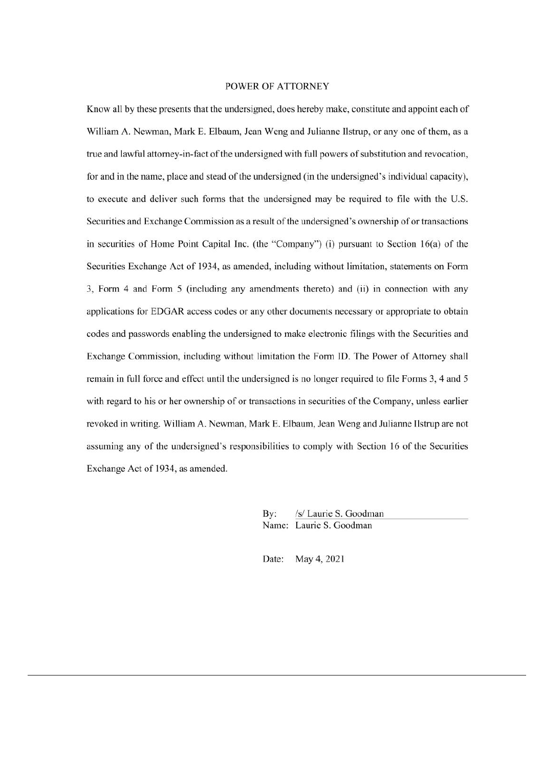# POWER OF ATTORNEY

Know all by these presents that the undersigned, does hereby make, constitute and appoint each of William A. Newman, Mark E. Elbaum, Jean Weng and Julianne Ilstrup, or any one of them, as a true and lawful attorney-in-fact of the undersigned with full powers of substitution and revocation, for and in the name, place and stead of the undersigned (in the undersigned's individual capacity), to execute and deliver such forms that the undersigned may be required to file with the U.S. Securities and Exchange Commission as a result of the undersigned's ownership of or transactions in securities of Home Point Capital Inc. (the "Company") (i) pursuant to Section 16(a) of the Securities Exchange Act of 1934, as amended, including without limitation, statements on Form 3, Form 4 and Form 5 (including any amendments thereto) and (ii) in connection with any applications for EDGAR access codes or any other documents necessary or appropriate to obtain codes and passwords enabling the undersigned to make electronic filings with the Securities and Exchange Commission, including without limitation the Form ID. The Power of Attorney shall remain in full force and effect until the undersigned is no longer required to file Forms 3, 4 and 5 with regard to his or her ownership of or transactions in securities of the Company, unless earlier revoked in writing. William A. Newman, Mark E. Elbaum, Jean Weng and Julianne Ilstrup are not assuming any of the undersigned's responsibilities to comply with Section 16 of the Securities Exchange Act of 1934, as amended.

By: /s/ Laurie S. Goodman
Name: Laurie S. Goodman

Date: May 4, 2021